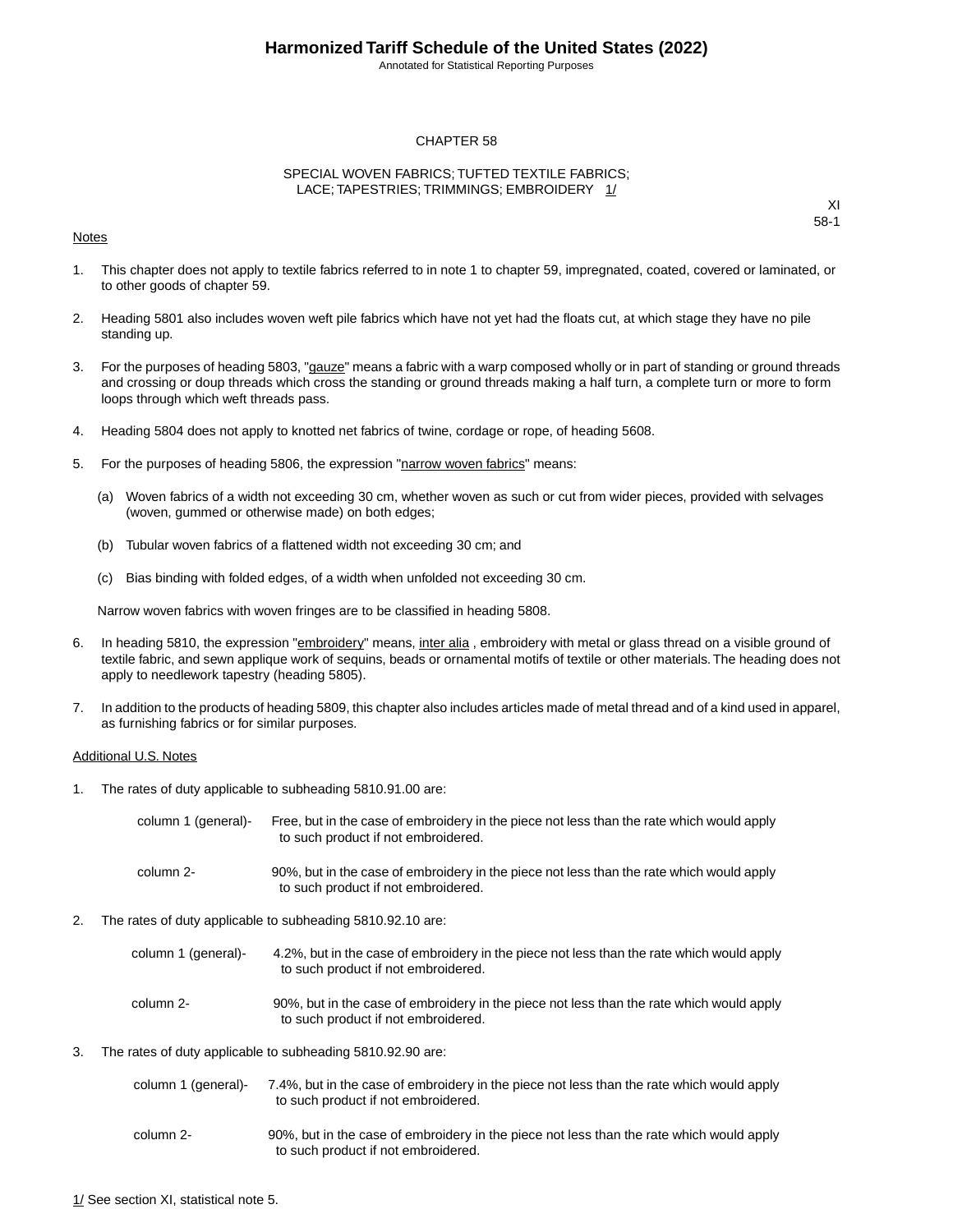# Harmonized Tariff Schedule of the United States (2022)

Annotated for Statistical Reporting Purposes

## CHAPTER 58

## SPECIAL WOVEN FABRICS; TUFTED TEXTILE FABRICS; LACE; TAPESTRIES; TRIMMINGS; EMBROIDERY 1/

XI
58-1

Notes

1. This chapter does not apply to textile fabrics referred to in note 1 to chapter 59, impregnated, coated, covered or laminated, or to other goods of chapter 59.

2. Heading 5801 also includes woven weft pile fabrics which have not yet had the floats cut, at which stage they have no pile standing up.

3. For the purposes of heading 5803, "gauze" means a fabric with a warp composed wholly or in part of standing or ground threads and crossing or doup threads which cross the standing or ground threads making a half turn, a complete turn or more to form loops through which weft threads pass.

4. Heading 5804 does not apply to knotted net fabrics of twine, cordage or rope, of heading 5608.

5. For the purposes of heading 5806, the expression "narrow woven fabrics" means:

   (a) Woven fabrics of a width not exceeding 30 cm, whether woven as such or cut from wider pieces, provided with selvages (woven, gummed or otherwise made) on both edges;

   (b) Tubular woven fabrics of a flattened width not exceeding 30 cm; and

   (c) Bias binding with folded edges, of a width when unfolded not exceeding 30 cm.

   Narrow woven fabrics with woven fringes are to be classified in heading 5808.

6. In heading 5810, the expression "embroidery" means, inter alia , embroidery with metal or glass thread on a visible ground of textile fabric, and sewn applique work of sequins, beads or ornamental motifs of textile or other materials. The heading does not apply to needlework tapestry (heading 5805).

7. In addition to the products of heading 5809, this chapter also includes articles made of metal thread and of a kind used in apparel, as furnishing fabrics or for similar purposes.

Additional U.S. Notes

1. The rates of duty applicable to subheading 5810.91.00 are:

   column 1 (general)- Free, but in the case of embroidery in the piece not less than the rate which would apply to such product if not embroidered.

   column 2- 90%, but in the case of embroidery in the piece not less than the rate which would apply to such product if not embroidered.

2. The rates of duty applicable to subheading 5810.92.10 are:

   column 1 (general)- 4.2%, but in the case of embroidery in the piece not less than the rate which would apply to such product if not embroidered.

   column 2- 90%, but in the case of embroidery in the piece not less than the rate which would apply to such product if not embroidered.

3. The rates of duty applicable to subheading 5810.92.90 are:

   column 1 (general)- 7.4%, but in the case of embroidery in the piece not less than the rate which would apply to such product if not embroidered.

   column 2- 90%, but in the case of embroidery in the piece not less than the rate which would apply to such product if not embroidered.

1/ See section XI, statistical note 5.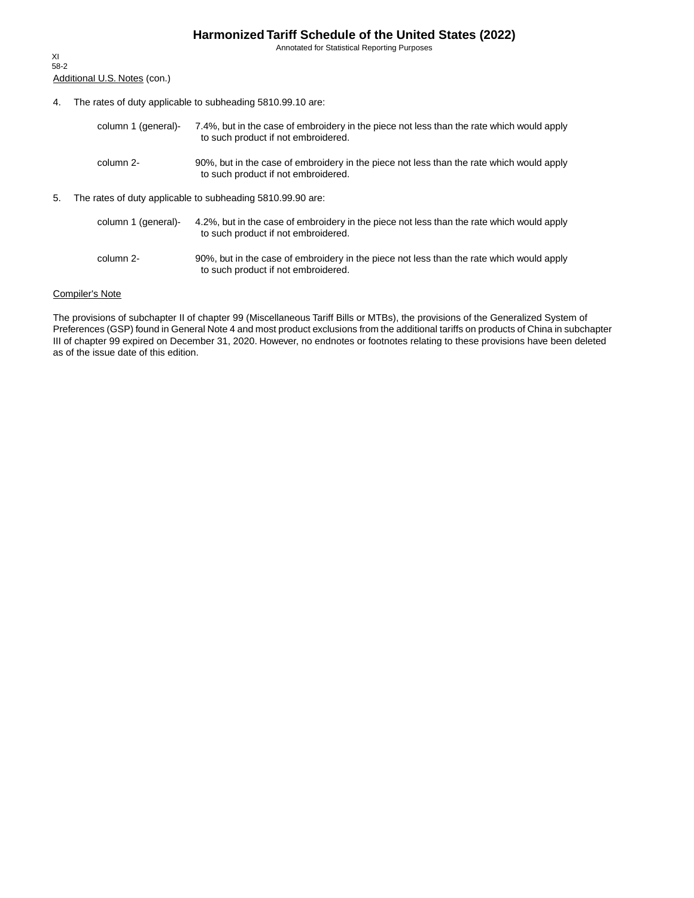Additional U.S. Notes (con.)

4. The rates of duty applicable to subheading 5810.99.10 are:

   column 1 (general)- 7.4%, but in the case of embroidery in the piece not less than the rate which would apply to such product if not embroidered.

   column 2- 90%, but in the case of embroidery in the piece not less than the rate which would apply to such product if not embroidered.

5. The rates of duty applicable to subheading 5810.99.90 are:

   column 1 (general)- 4.2%, but in the case of embroidery in the piece not less than the rate which would apply to such product if not embroidered.

   column 2- 90%, but in the case of embroidery in the piece not less than the rate which would apply to such product if not embroidered.

Compiler's Note

The provisions of subchapter II of chapter 99 (Miscellaneous Tariff Bills or MTBs), the provisions of the Generalized System of Preferences (GSP) found in General Note 4 and most product exclusions from the additional tariffs on products of China in subchapter III of chapter 99 expired on December 31, 2020. However, no endnotes or footnotes relating to these provisions have been deleted as of the issue date of this edition.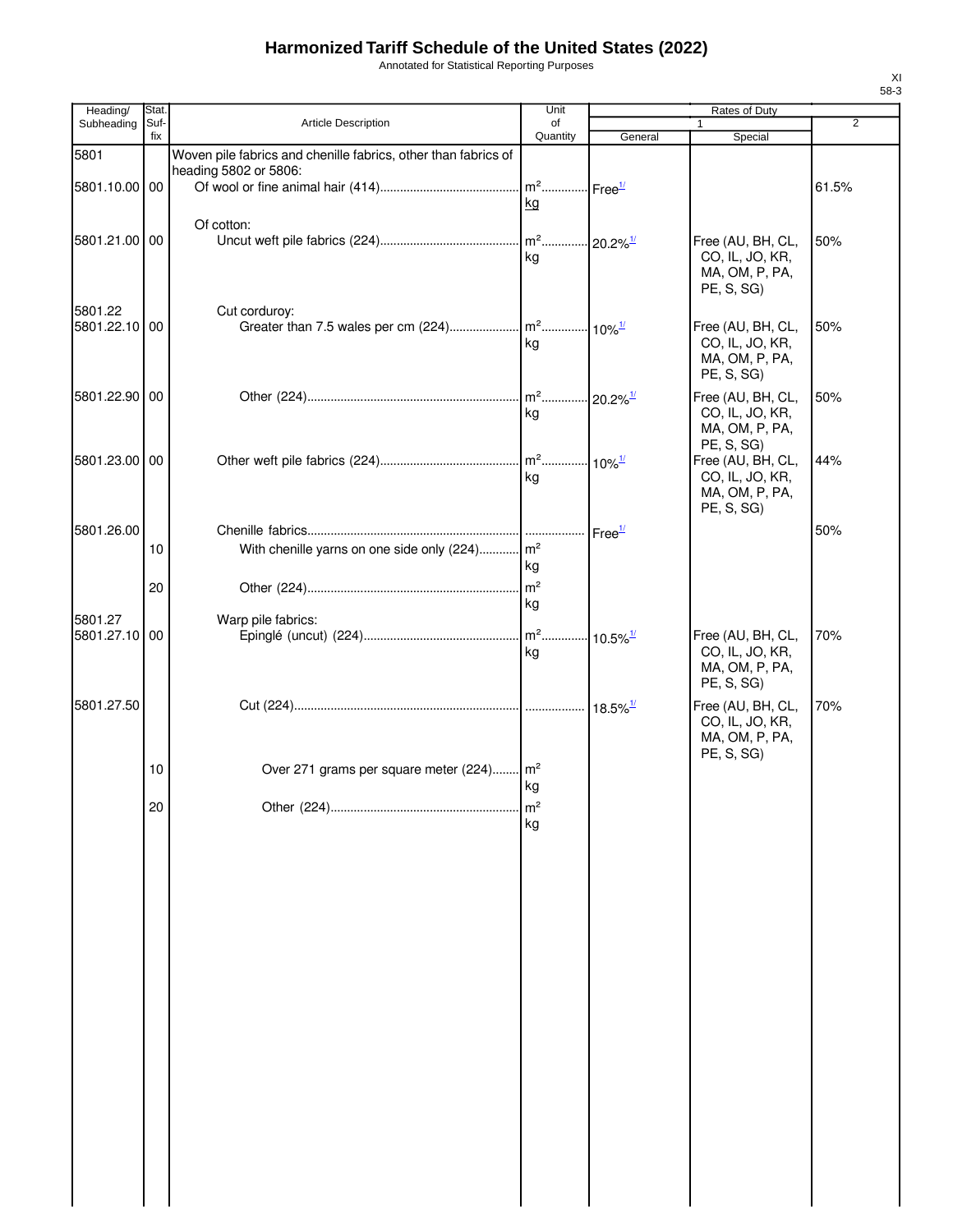# Harmonized Tariff Schedule of the United States (2022)

Annotated for Statistical Reporting Purposes

| Heading/ Subheading | Stat. Suf- fix | Article Description | Unit of Quantity | Rates of Duty 1 General | Special | 2 |
|---|---|---|---|---|---|---|
| 5801 | | Woven pile fabrics and chenille fabrics, other than fabrics of heading 5802 or 5806: | | | | |
| 5801.10.00 | 00 | Of wool or fine animal hair (414) | m² kg | Free[1/] | | 61.5% |
| | | Of cotton: | | | | |
| 5801.21.00 | 00 | Uncut weft pile fabrics (224) | m² kg | 20.2%[1/] | Free (AU, BH, CL, CO, IL, JO, KR, MA, OM, P, PA, PE, S, SG) | 50% |
| 5801.22 | | Cut corduroy: | | | | |
| 5801.22.10 | 00 | Greater than 7.5 wales per cm (224) | m² kg | 10%[1/] | Free (AU, BH, CL, CO, IL, JO, KR, MA, OM, P, PA, PE, S, SG) | 50% |
| 5801.22.90 | 00 | Other (224) | m² kg | 20.2%[1/] | Free (AU, BH, CL, CO, IL, JO, KR, MA, OM, P, PA, PE, S, SG) | 50% |
| 5801.23.00 | 00 | Other weft pile fabrics (224) | m² kg | 10%[1/] | Free (AU, BH, CL, CO, IL, JO, KR, MA, OM, P, PA, PE, S, SG) | 44% |
| 5801.26.00 | | Chenille fabrics | | Free[1/] | | 50% |
| | 10 | With chenille yarns on one side only (224) | m² kg | | | |
| | 20 | Other (224) | m² kg | | | |
| 5801.27 | | Warp pile fabrics: | | | | |
| 5801.27.10 | 00 | Epinglé (uncut) (224) | m² kg | 10.5%[1/] | Free (AU, BH, CL, CO, IL, JO, KR, MA, OM, P, PA, PE, S, SG) | 70% |
| 5801.27.50 | | Cut (224) | | 18.5%[1/] | Free (AU, BH, CL, CO, IL, JO, KR, MA, OM, P, PA, PE, S, SG) | 70% |
| | 10 | Over 271 grams per square meter (224) | m² kg | | | |
| | 20 | Other (224) | m² kg | | | |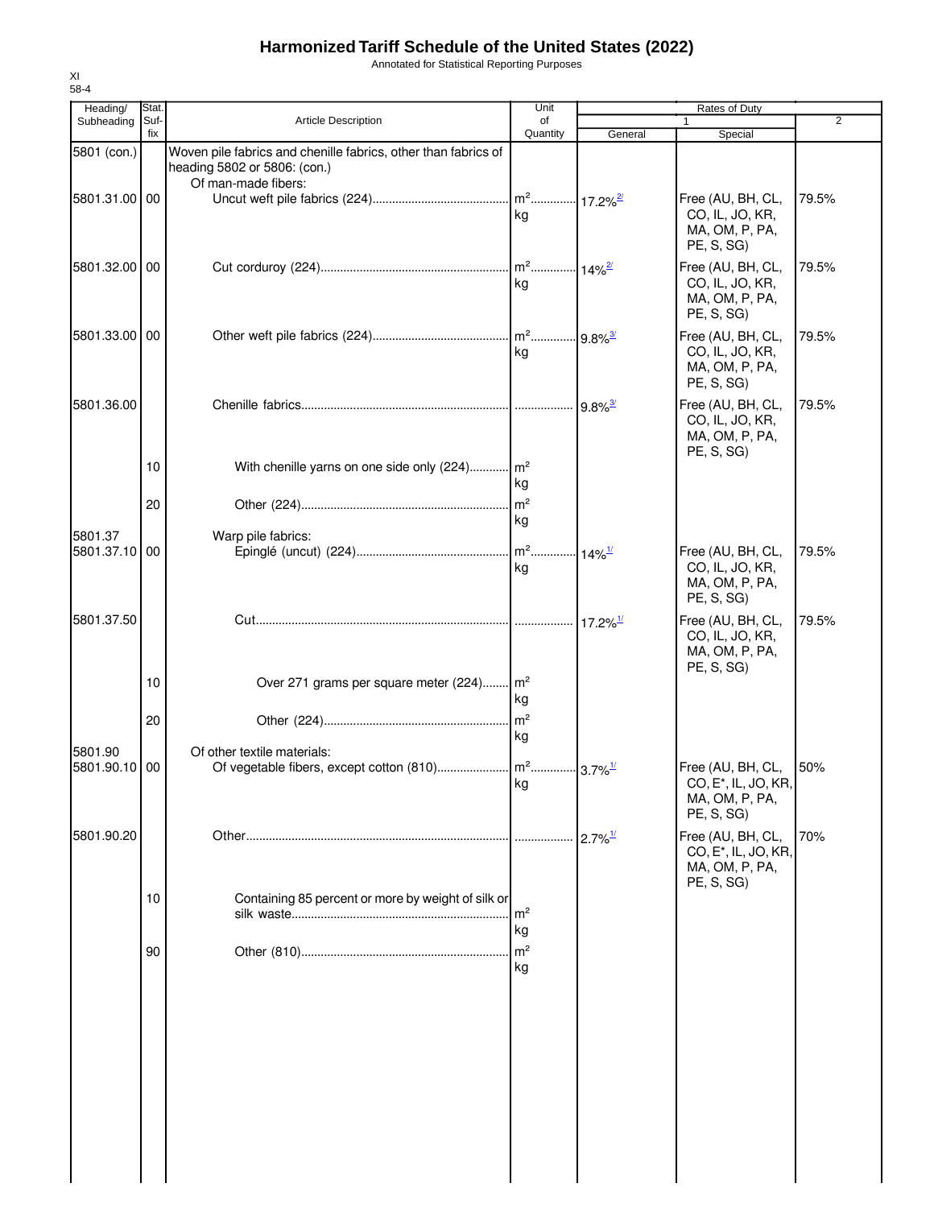# Harmonized Tariff Schedule of the United States (2022)

Annotated for Statistical Reporting Purposes

XI
58-4

| Heading/ Subheading | Stat. Suf- fix | Article Description | Unit of Quantity | Rates of Duty 1 General | Special | 2 |
|---|---|---|---|---|---|---|
| 5801 (con.) | | Woven pile fabrics and chenille fabrics, other than fabrics of heading 5802 or 5806: (con.) | | | | |
| | | Of man-made fibers: | | | | |
| 5801.31.00 | 00 | Uncut weft pile fabrics (224) | m² kg | 17.2%[2/] | Free (AU, BH, CL, CO, IL, JO, KR, MA, OM, P, PA, PE, S, SG) | 79.5% |
| 5801.32.00 | 00 | Cut corduroy (224) | m² kg | 14%[2/] | Free (AU, BH, CL, CO, IL, JO, KR, MA, OM, P, PA, PE, S, SG) | 79.5% |
| 5801.33.00 | 00 | Other weft pile fabrics (224) | m² kg | 9.8%[3/] | Free (AU, BH, CL, CO, IL, JO, KR, MA, OM, P, PA, PE, S, SG) | 79.5% |
| 5801.36.00 | | Chenille fabrics | | 9.8%[3/] | Free (AU, BH, CL, CO, IL, JO, KR, MA, OM, P, PA, PE, S, SG) | 79.5% |
| | 10 | With chenille yarns on one side only (224) | m² kg | | | |
| | 20 | Other (224) | m² kg | | | |
| 5801.37 | | Warp pile fabrics: | | | | |
| 5801.37.10 | 00 | Epinglé (uncut) (224) | m² kg | 14%[1/] | Free (AU, BH, CL, CO, IL, JO, KR, MA, OM, P, PA, PE, S, SG) | 79.5% |
| 5801.37.50 | | Cut | | 17.2%[1/] | Free (AU, BH, CL, CO, IL, JO, KR, MA, OM, P, PA, PE, S, SG) | 79.5% |
| | 10 | Over 271 grams per square meter (224) | m² kg | | | |
| | 20 | Other (224) | m² kg | | | |
| 5801.90 | | Of other textile materials: | | | | |
| 5801.90.10 | 00 | Of vegetable fibers, except cotton (810) | m² kg | 3.7%[1/] | Free (AU, BH, CL, CO, E*, IL, JO, KR, MA, OM, P, PA, PE, S, SG) | 50% |
| 5801.90.20 | | Other | | 2.7%[1/] | Free (AU, BH, CL, CO, E*, IL, JO, KR, MA, OM, P, PA, PE, S, SG) | 70% |
| | 10 | Containing 85 percent or more by weight of silk or silk waste | m² kg | | | |
| | 90 | Other (810) | m² kg | | | |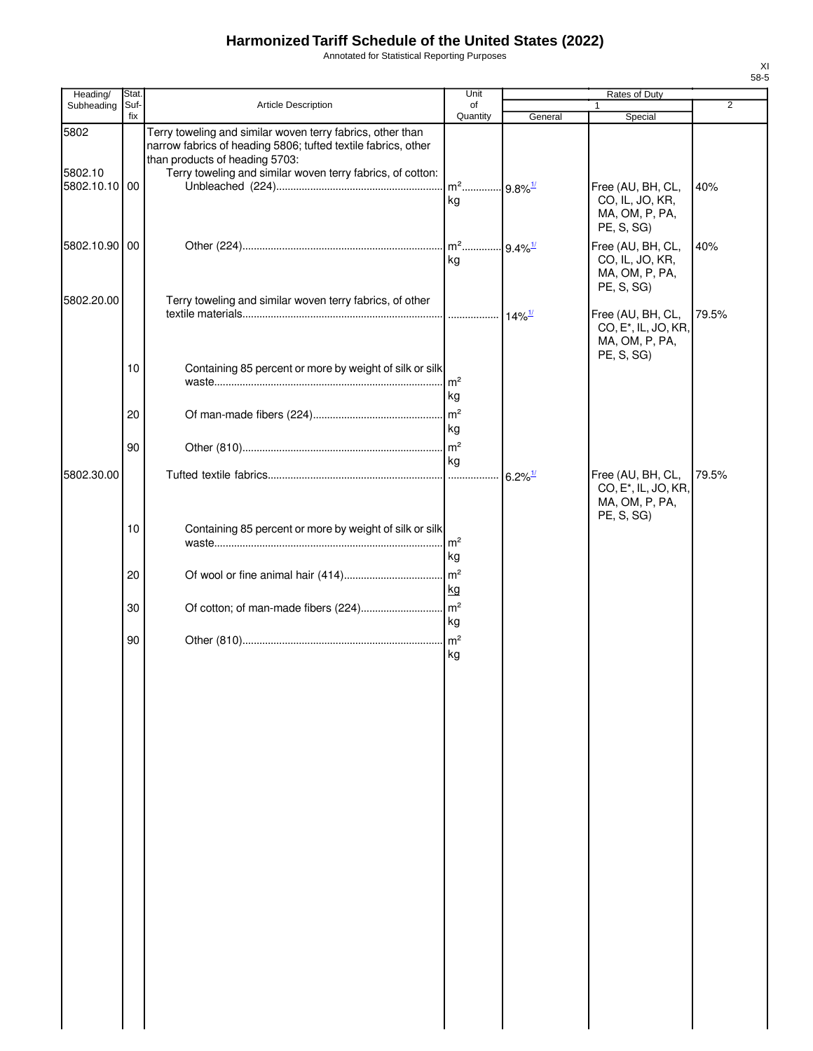# Harmonized Tariff Schedule of the United States (2022)

Annotated for Statistical Reporting Purposes

XI
58-5

| Heading/ Subheading | Stat. Suf- fix | Article Description | Unit of Quantity | Rates of Duty 1 General | Special | 2 |
|---|---|---|---|---|---|---|
| 5802 | | Terry toweling and similar woven terry fabrics, other than narrow fabrics of heading 5806; tufted textile fabrics, other than products of heading 5703: | | | | |
| 5802.10 | | Terry toweling and similar woven terry fabrics, of cotton: | | | | |
| 5802.10.10 | 00 | Unbleached (224) | m² kg | 9.8%[1/] | Free (AU, BH, CL, CO, IL, JO, KR, MA, OM, P, PA, PE, S, SG) | 40% |
| 5802.10.90 | 00 | Other (224) | m² kg | 9.4%[1/] | Free (AU, BH, CL, CO, IL, JO, KR, MA, OM, P, PA, PE, S, SG) | 40% |
| 5802.20.00 | | Terry toweling and similar woven terry fabrics, of other textile materials | | 14%[1/] | Free (AU, BH, CL, CO, E*, IL, JO, KR, MA, OM, P, PA, PE, S, SG) | 79.5% |
| | 10 | Containing 85 percent or more by weight of silk or silk waste | m² kg | | | |
| | 20 | Of man-made fibers (224) | m² kg | | | |
| | 90 | Other (810) | m² kg | | | |
| 5802.30.00 | | Tufted textile fabrics | | 6.2%[1/] | Free (AU, BH, CL, CO, E*, IL, JO, KR, MA, OM, P, PA, PE, S, SG) | 79.5% |
| | 10 | Containing 85 percent or more by weight of silk or silk waste | m² kg | | | |
| | 20 | Of wool or fine animal hair (414) | m² kg | | | |
| | 30 | Of cotton; of man-made fibers (224) | m² kg | | | |
| | 90 | Other (810) | m² kg | | | |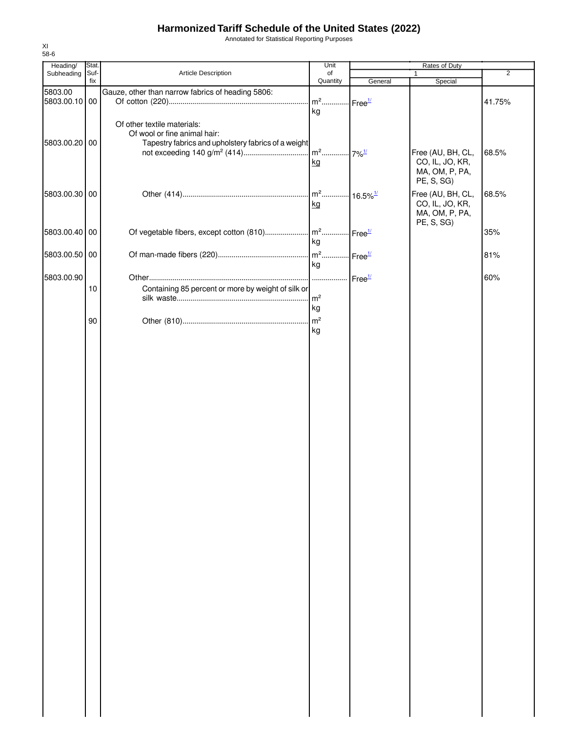# Harmonized Tariff Schedule of the United States (2022)

Annotated for Statistical Reporting Purposes

XI
58-6

| Heading/ Subheading | Stat. Suf- fix | Article Description | Unit of Quantity | Rates of Duty | | |
|---|---|---|---|---|---|---|
| | | | | 1 | | 2 |
| | | | | General | Special | |
| 5803.00 | | Gauze, other than narrow fabrics of heading 5806: | | | | |
| 5803.00.10 | 00 | Of cotton (220) | $m^2$<br>kg | Free[1/] | | 41.75% |
| | | Of other textile materials: | | | | |
| | | Of wool or fine animal hair: | | | | |
| 5803.00.20 | 00 | Tapestry fabrics and upholstery fabrics of a weight not exceeding 140 g/$m^2$ (414) | $m^2$<br>kg | 7%[1/] | Free (AU, BH, CL, CO, IL, JO, KR, MA, OM, P, PA, PE, S, SG) | 68.5% |
| 5803.00.30 | 00 | Other (414) | $m^2$<br>kg | 16.5%[1/] | Free (AU, BH, CL, CO, IL, JO, KR, MA, OM, P, PA, PE, S, SG) | 68.5% |
| 5803.00.40 | 00 | Of vegetable fibers, except cotton (810) | $m^2$<br>kg | Free[1/] | | 35% |
| 5803.00.50 | 00 | Of man-made fibers (220) | $m^2$<br>kg | Free[1/] | | 81% |
| 5803.00.90 | | Other | | Free[1/] | | 60% |
| | 10 | Containing 85 percent or more by weight of silk or silk waste | $m^2$<br>kg | | | |
| | 90 | Other (810) | $m^2$<br>kg | | | |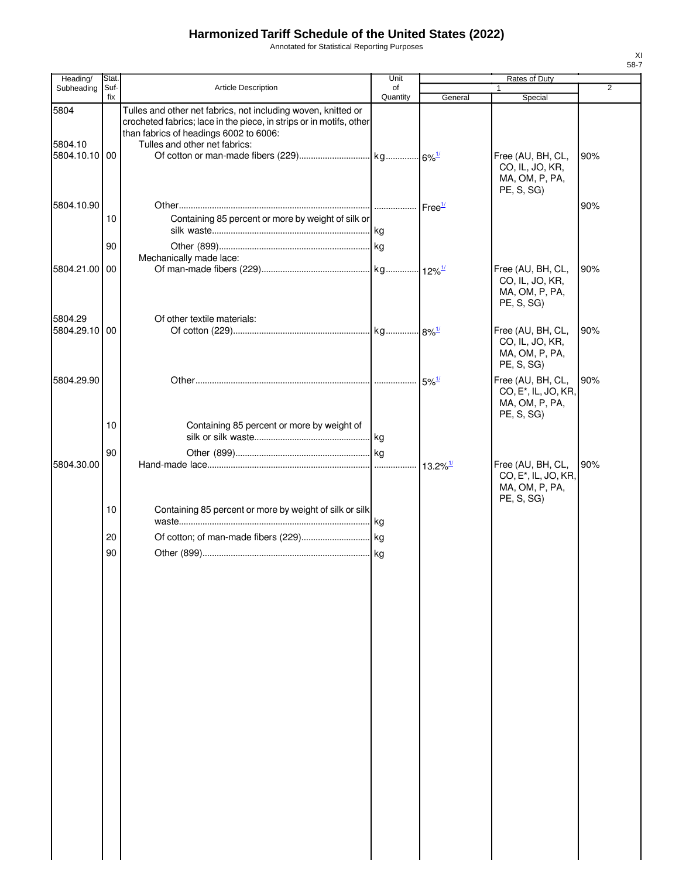# Harmonized Tariff Schedule of the United States (2022)

Annotated for Statistical Reporting Purposes

XI
58-7

| Heading/ Subheading | Stat. Suf- fix | Article Description | Unit of Quantity | Rates of Duty 1 General | Special | 2 |
|---|---|---|---|---|---|---|
| 5804 | | Tulles and other net fabrics, not including woven, knitted or crocheted fabrics; lace in the piece, in strips or in motifs, other than fabrics of headings 6002 to 6006: | | | | |
| 5804.10 | | Tulles and other net fabrics: | | | | |
| 5804.10.10 | 00 | Of cotton or man-made fibers (229) | kg | 6%[1/] | Free (AU, BH, CL, CO, IL, JO, KR, MA, OM, P, PA, PE, S, SG) | 90% |
| 5804.10.90 | | Other | | Free[1/] | | 90% |
| | 10 | Containing 85 percent or more by weight of silk or silk waste | kg | | | |
| | 90 | Other (899) | kg | | | |
| | | Mechanically made lace: | | | | |
| 5804.21.00 | 00 | Of man-made fibers (229) | kg | 12%[1/] | Free (AU, BH, CL, CO, IL, JO, KR, MA, OM, P, PA, PE, S, SG) | 90% |
| 5804.29 | | Of other textile materials: | | | | |
| 5804.29.10 | 00 | Of cotton (229) | kg | 8%[1/] | Free (AU, BH, CL, CO, IL, JO, KR, MA, OM, P, PA, PE, S, SG) | 90% |
| 5804.29.90 | | Other | | 5%[1/] | Free (AU, BH, CL, CO, E*, IL, JO, KR, MA, OM, P, PA, PE, S, SG) | 90% |
| | 10 | Containing 85 percent or more by weight of silk or silk waste | kg | | | |
| | 90 | Other (899) | kg | | | |
| 5804.30.00 | | Hand-made lace | | 13.2%[1/] | Free (AU, BH, CL, CO, E*, IL, JO, KR, MA, OM, P, PA, PE, S, SG) | 90% |
| | 10 | Containing 85 percent or more by weight of silk or silk waste | kg | | | |
| | 20 | Of cotton; of man-made fibers (229) | kg | | | |
| | 90 | Other (899) | kg | | | |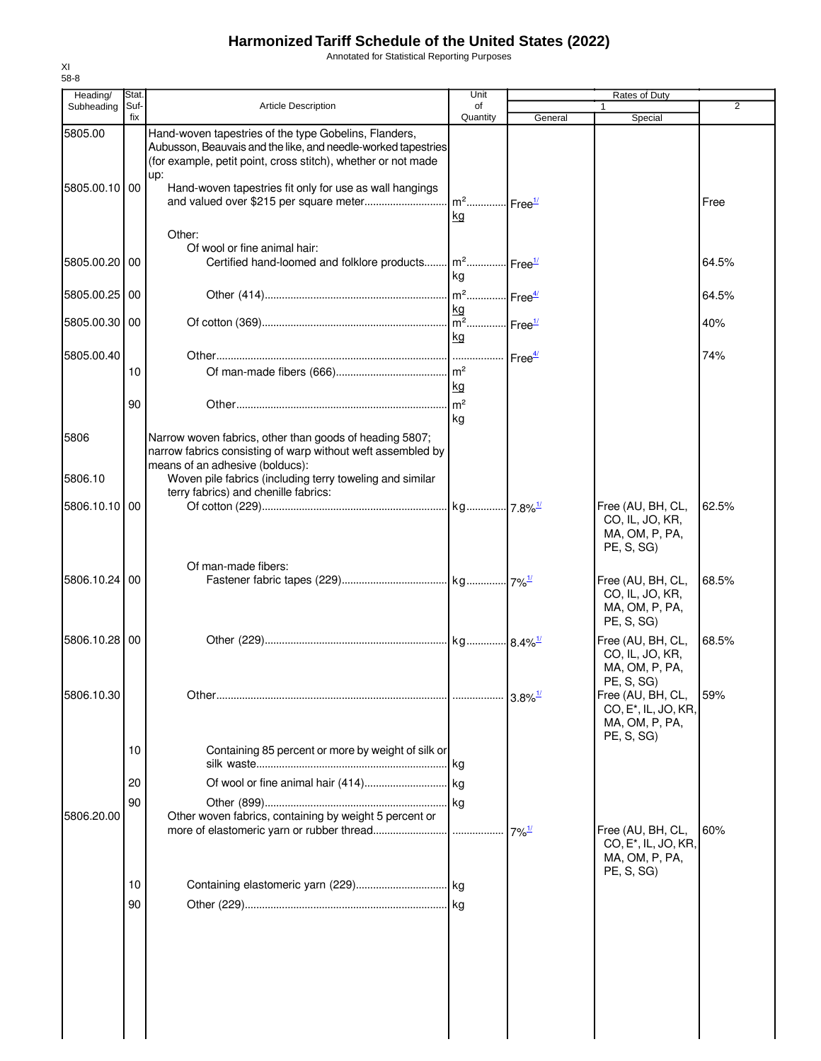# Harmonized Tariff Schedule of the United States (2022)

Annotated for Statistical Reporting Purposes

XI
58-8

| Heading/ Subheading | Stat. Suf-fix | Article Description | Unit of Quantity | Rates of Duty 1 General | Special | 2 |
|---|---|---|---|---|---|---|
| 5805.00 | | Hand-woven tapestries of the type Gobelins, Flanders, Aubusson, Beauvais and the like, and needle-worked tapestries (for example, petit point, cross stitch), whether or not made up: | | | | |
| 5805.00.10 | 00 | Hand-woven tapestries fit only for use as wall hangings and valued over $215 per square meter | m²<br>kg | Free[1/] | | Free |
| | | Other: | | | | |
| | | Of wool or fine animal hair: | | | | |
| 5805.00.20 | 00 | Certified hand-loomed and folklore products | m²<br>kg | Free[1/] | | 64.5% |
| 5805.00.25 | 00 | Other (414) | m²<br>kg | Free[4/] | | 64.5% |
| 5805.00.30 | 00 | Of cotton (369) | m²<br>kg | Free[1/] | | 40% |
| 5805.00.40 | | Other | | Free[4/] | | 74% |
| | 10 | Of man-made fibers (666) | m²<br>kg | | | |
| | 90 | Other | m²<br>kg | | | |
| 5806 | | Narrow woven fabrics, other than goods of heading 5807; narrow fabrics consisting of warp without weft assembled by means of an adhesive (bolducs): | | | | |
| 5806.10 | | Woven pile fabrics (including terry toweling and similar terry fabrics) and chenille fabrics: | | | | |
| 5806.10.10 | 00 | Of cotton (229) | kg | 7.8%[1/] | Free (AU, BH, CL, CO, IL, JO, KR, MA, OM, P, PA, PE, S, SG) | 62.5% |
| | | Of man-made fibers: | | | | |
| 5806.10.24 | 00 | Fastener fabric tapes (229) | kg | 7%[1/] | Free (AU, BH, CL, CO, IL, JO, KR, MA, OM, P, PA, PE, S, SG) | 68.5% |
| 5806.10.28 | 00 | Other (229) | kg | 8.4%[1/] | Free (AU, BH, CL, CO, IL, JO, KR, MA, OM, P, PA, PE, S, SG) | 68.5% |
| 5806.10.30 | | Other | | 3.8%[1/] | Free (AU, BH, CL, CO, E*, IL, JO, KR, MA, OM, P, PA, PE, S, SG) | 59% |
| | 10 | Containing 85 percent or more by weight of silk or silk waste | kg | | | |
| | 20 | Of wool or fine animal hair (414) | kg | | | |
| | 90 | Other (899) | kg | | | |
| 5806.20.00 | | Other woven fabrics, containing by weight 5 percent or more of elastomeric yarn or rubber thread | | 7%[1/] | Free (AU, BH, CL, CO, E*, IL, JO, KR, MA, OM, P, PA, PE, S, SG) | 60% |
| | 10 | Containing elastomeric yarn (229) | kg | | | |
| | 90 | Other (229) | kg | | | |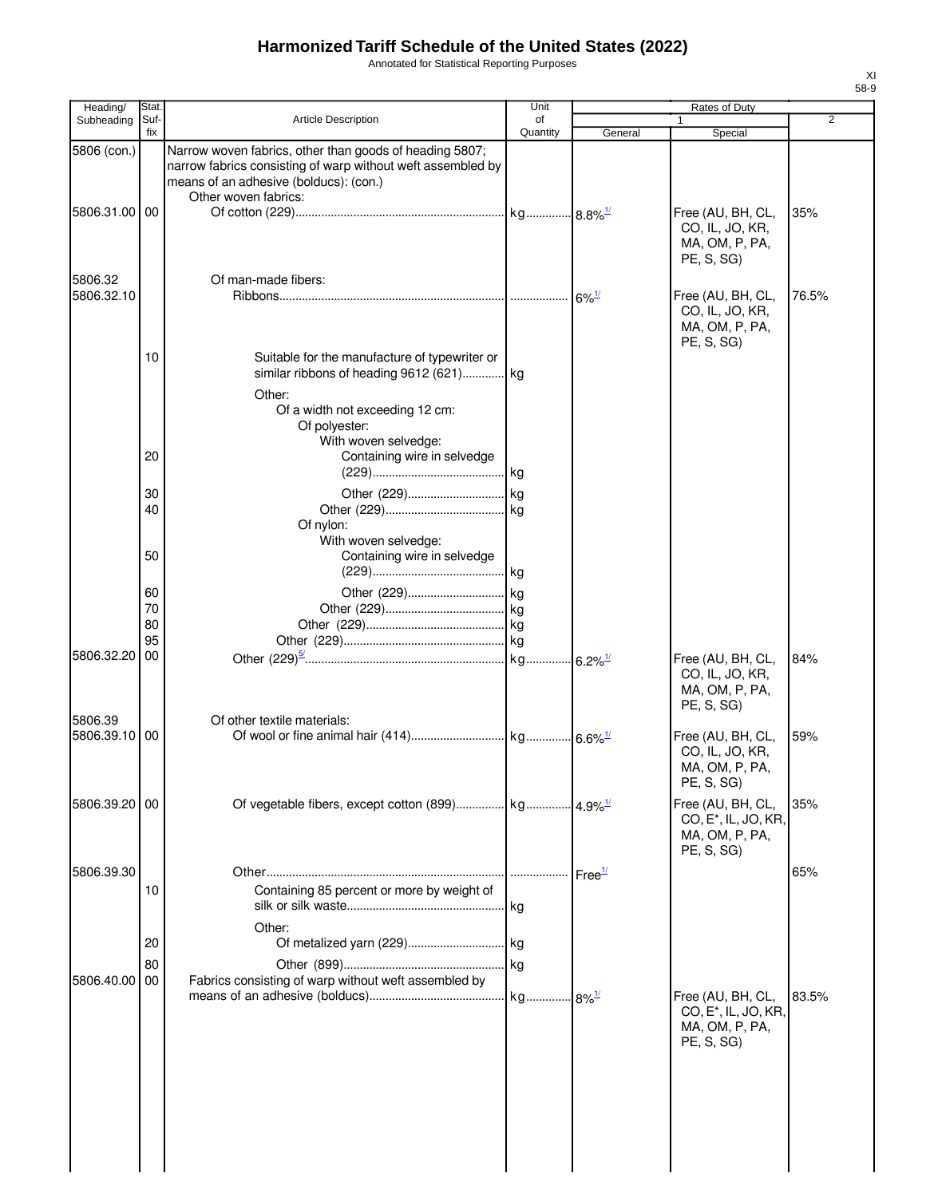# Harmonized Tariff Schedule of the United States (2022)

Annotated for Statistical Reporting Purposes

| Heading/ Subheading | Stat. Suf- fix | Article Description | Unit of Quantity | Rates of Duty 1 General | Special | 2 |
|---|---|---|---|---|---|---|
| 5806 (con.) | | Narrow woven fabrics, other than goods of heading 5807; narrow fabrics consisting of warp without weft assembled by means of an adhesive (bolducs): (con.) | | | | |
| | | Other woven fabrics: | | | | |
| 5806.31.00 | 00 | Of cotton (229) | kg | 8.8%[1/] | Free (AU, BH, CL, CO, IL, JO, KR, MA, OM, P, PA, PE, S, SG) | 35% |
| 5806.32 | | Of man-made fibers: | | | | |
| 5806.32.10 | | Ribbons | | 6%[1/] | Free (AU, BH, CL, CO, IL, JO, KR, MA, OM, P, PA, PE, S, SG) | 76.5% |
| | 10 | Suitable for the manufacture of typewriter or similar ribbons of heading 9612 (621) | kg | | | |
| | | Other: | | | | |
| | | Of a width not exceeding 12 cm: | | | | |
| | | Of polyester: | | | | |
| | | With woven selvedge: | | | | |
| | 20 | Containing wire in selvedge (229) | kg | | | |
| | 30 | Other (229) | kg | | | |
| | 40 | Other (229) | kg | | | |
| | | Of nylon: | | | | |
| | | With woven selvedge: | | | | |
| | 50 | Containing wire in selvedge (229) | kg | | | |
| | 60 | Other (229) | kg | | | |
| | 70 | Other (229) | kg | | | |
| | 80 | Other (229) | kg | | | |
| | 95 | Other (229) | kg | | | |
| 5806.32.20 | 00 | Other (229)[5/] | kg | 6.2%[1/] | Free (AU, BH, CL, CO, IL, JO, KR, MA, OM, P, PA, PE, S, SG) | 84% |
| 5806.39 | | Of other textile materials: | | | | |
| 5806.39.10 | 00 | Of wool or fine animal hair (414) | kg | 6.6%[1/] | Free (AU, BH, CL, CO, IL, JO, KR, MA, OM, P, PA, PE, S, SG) | 59% |
| 5806.39.20 | 00 | Of vegetable fibers, except cotton (899) | kg | 4.9%[1/] | Free (AU, BH, CL, CO, E*, IL, JO, KR, MA, OM, P, PA, PE, S, SG) | 35% |
| 5806.39.30 | | Other | | Free[1/] | | 65% |
| | 10 | Containing 85 percent or more by weight of silk or silk waste | kg | | | |
| | | Other: | | | | |
| | 20 | Of metalized yarn (229) | kg | | | |
| | 80 | Other (899) | kg | | | |
| 5806.40.00 | 00 | Fabrics consisting of warp without weft assembled by means of an adhesive (bolducs) | kg | 8%[1/] | Free (AU, BH, CL, CO, E*, IL, JO, KR, MA, OM, P, PA, PE, S, SG) | 83.5% |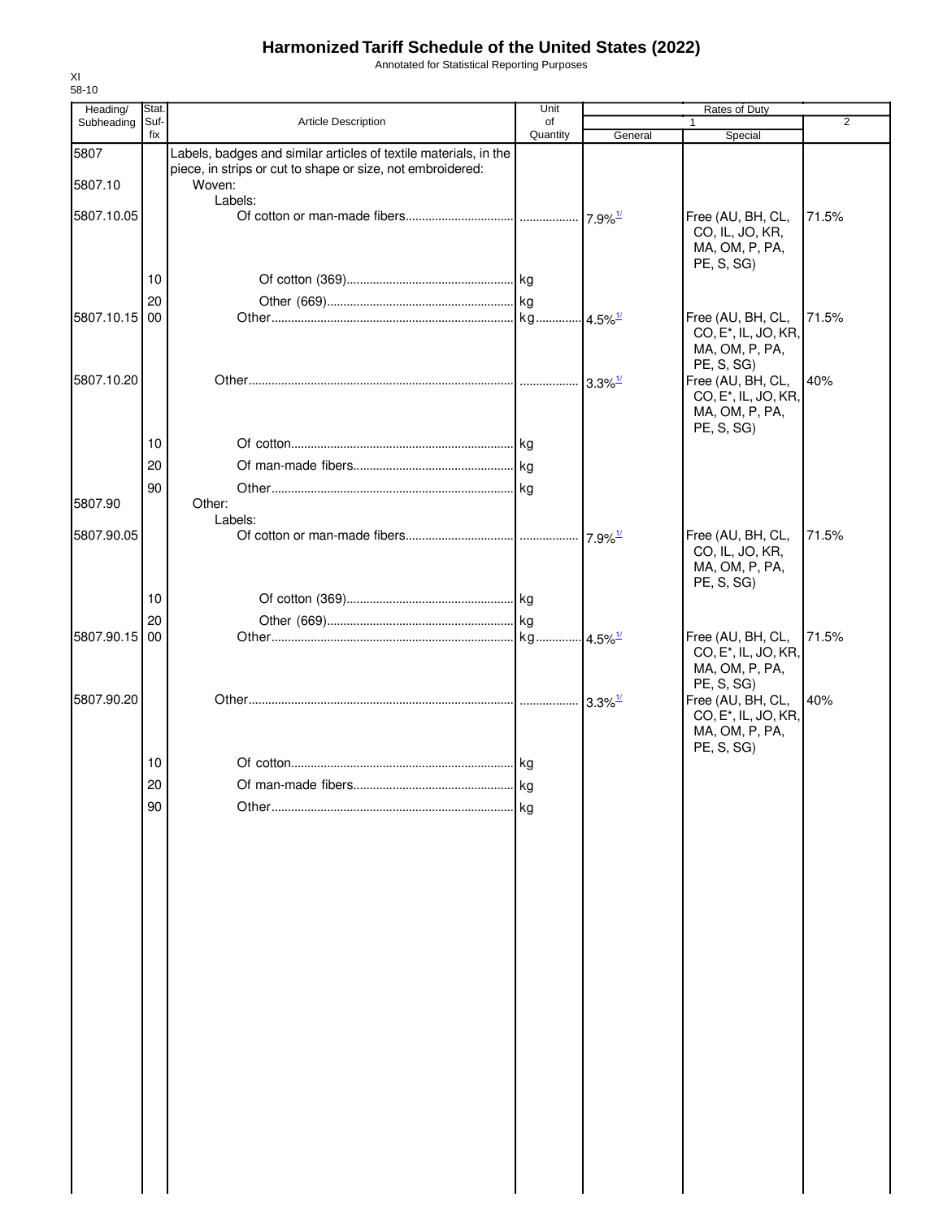# Harmonized Tariff Schedule of the United States (2022)

Annotated for Statistical Reporting Purposes

XI
58-10

| Heading/ Subheading | Stat. Suf- fix | Article Description | Unit of Quantity | Rates of Duty 1 General | Special | 2 |
|---|---|---|---|---|---|---|
| 5807 | | Labels, badges and similar articles of textile materials, in the piece, in strips or cut to shape or size, not embroidered: | | | | |
| 5807.10 | | Woven: | | | | |
| | | Labels: | | | | |
| 5807.10.05 | | Of cotton or man-made fibers | | 7.9%[1/] | Free (AU, BH, CL, CO, IL, JO, KR, MA, OM, P, PA, PE, S, SG) | 71.5% |
| | 10 | Of cotton (369) | kg | | | |
| | 20 | Other (669) | kg | | | |
| 5807.10.15 | 00 | Other | kg | 4.5%[1/] | Free (AU, BH, CL, CO, E*, IL, JO, KR, MA, OM, P, PA, PE, S, SG) | 71.5% |
| 5807.10.20 | | Other | | 3.3%[1/] | Free (AU, BH, CL, CO, E*, IL, JO, KR, MA, OM, P, PA, PE, S, SG) | 40% |
| | 10 | Of cotton | kg | | | |
| | 20 | Of man-made fibers | kg | | | |
| | 90 | Other | kg | | | |
| 5807.90 | | Other: | | | | |
| | | Labels: | | | | |
| 5807.90.05 | | Of cotton or man-made fibers | | 7.9%[1/] | Free (AU, BH, CL, CO, IL, JO, KR, MA, OM, P, PA, PE, S, SG) | 71.5% |
| | 10 | Of cotton (369) | kg | | | |
| | 20 | Other (669) | kg | | | |
| 5807.90.15 | 00 | Other | kg | 4.5%[1/] | Free (AU, BH, CL, CO, E*, IL, JO, KR, MA, OM, P, PA, PE, S, SG) | 71.5% |
| 5807.90.20 | | Other | | 3.3%[1/] | Free (AU, BH, CL, CO, E*, IL, JO, KR, MA, OM, P, PA, PE, S, SG) | 40% |
| | 10 | Of cotton | kg | | | |
| | 20 | Of man-made fibers | kg | | | |
| | 90 | Other | kg | | | |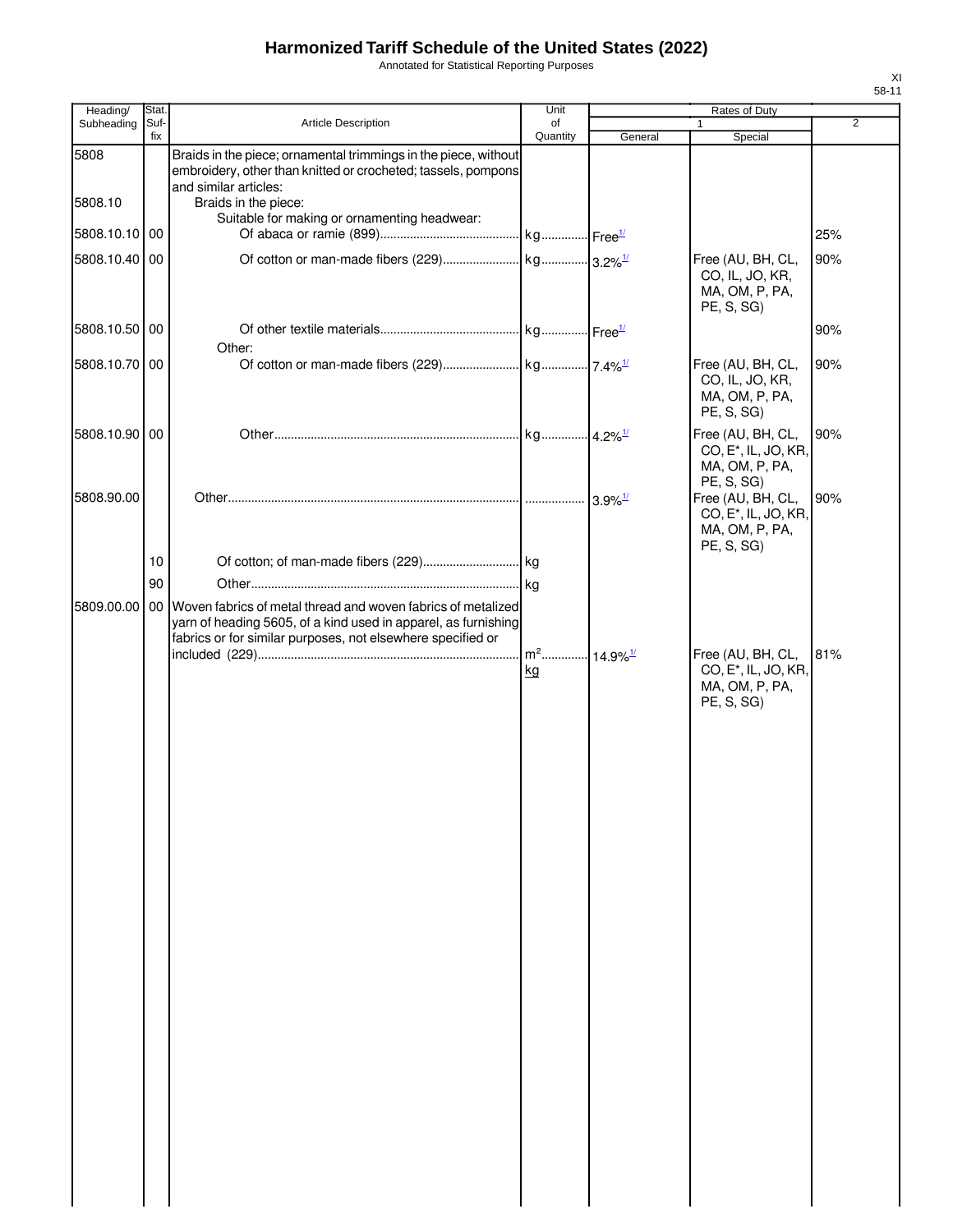# Harmonized Tariff Schedule of the United States (2022)

Annotated for Statistical Reporting Purposes

XI
58-11

| Heading/ Subheading | Stat. Suf- fix | Article Description | Unit of Quantity | Rates of Duty 1 General | Special | 2 |
|---|---|---|---|---|---|---|
| 5808 | | Braids in the piece; ornamental trimmings in the piece, without embroidery, other than knitted or crocheted; tassels, pompons and similar articles: | | | | |
| 5808.10 | | Braids in the piece: | | | | |
| | | Suitable for making or ornamenting headwear: | | | | |
| 5808.10.10 | 00 | Of abaca or ramie (899) | kg | Free[1/] | | 25% |
| 5808.10.40 | 00 | Of cotton or man-made fibers (229) | kg | 3.2%[1/] | Free (AU, BH, CL, CO, IL, JO, KR, MA, OM, P, PA, PE, S, SG) | 90% |
| 5808.10.50 | 00 | Of other textile materials | kg | Free[1/] | | 90% |
| | | Other: | | | | |
| 5808.10.70 | 00 | Of cotton or man-made fibers (229) | kg | 7.4%[1/] | Free (AU, BH, CL, CO, IL, JO, KR, MA, OM, P, PA, PE, S, SG) | 90% |
| 5808.10.90 | 00 | Other | kg | 4.2%[1/] | Free (AU, BH, CL, CO, E*, IL, JO, KR, MA, OM, P, PA, PE, S, SG) | 90% |
| 5808.90.00 | | Other | | 3.9%[1/] | Free (AU, BH, CL, CO, E*, IL, JO, KR, MA, OM, P, PA, PE, S, SG) | 90% |
| | 10 | Of cotton; of man-made fibers (229) | kg | | | |
| | 90 | Other | kg | | | |
| 5809.00.00 | 00 | Woven fabrics of metal thread and woven fabrics of metalized yarn of heading 5605, of a kind used in apparel, as furnishing fabrics or for similar purposes, not elsewhere specified or included (229) | $m^2$ kg | 14.9%[1/] | Free (AU, BH, CL, CO, E*, IL, JO, KR, MA, OM, P, PA, PE, S, SG) | 81% |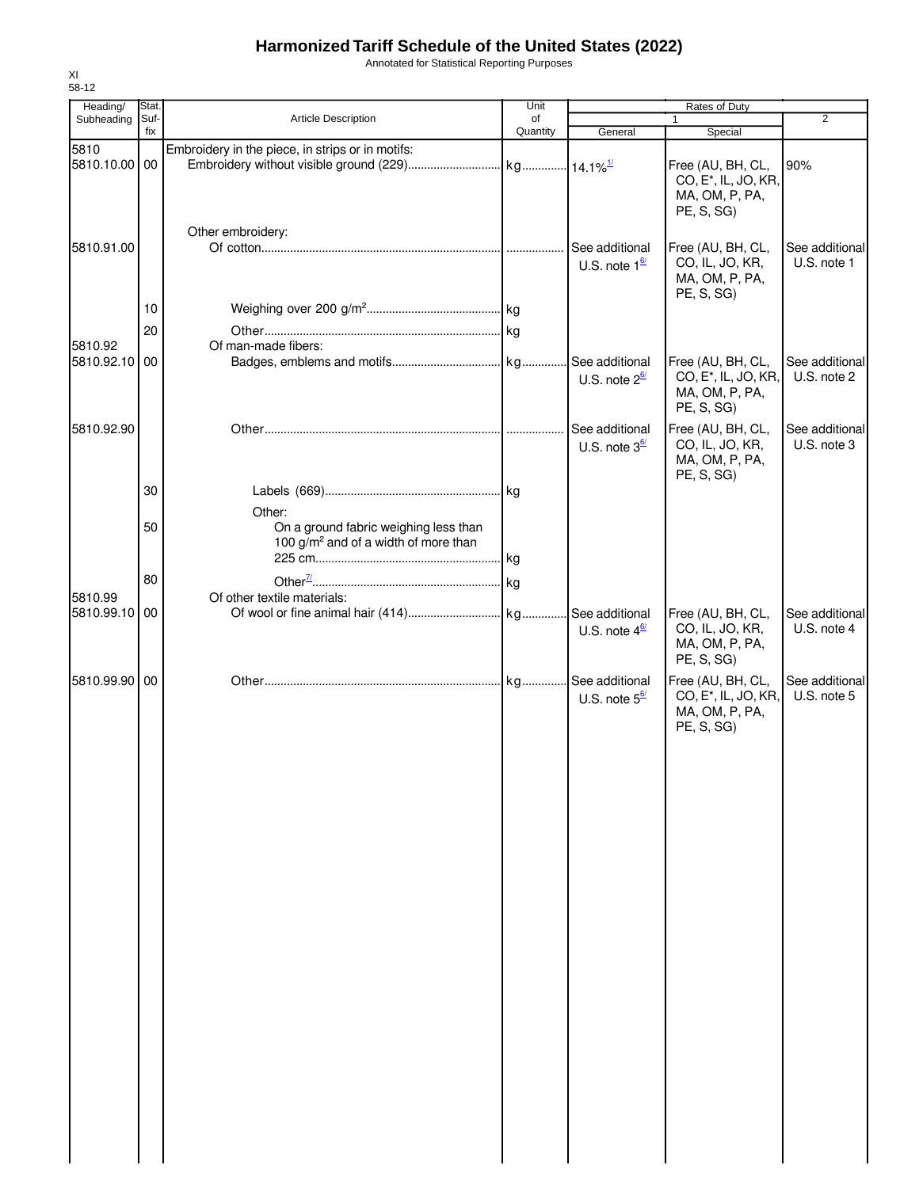# Harmonized Tariff Schedule of the United States (2022)

Annotated for Statistical Reporting Purposes

XI
58-12

| Heading/ Subheading | Stat. Suf- fix | Article Description | Unit of Quantity | Rates of Duty 1 General | Rates of Duty 1 Special | Rates of Duty 2 |
|---|---|---|---|---|---|---|
| 5810 | | Embroidery in the piece, in strips or in motifs: | | | | |
| 5810.10.00 | 00 | Embroidery without visible ground (229) | kg | 14.1%[1/] | Free (AU, BH, CL, CO, E*, IL, JO, KR, MA, OM, P, PA, PE, S, SG) | 90% |
| | | Other embroidery: | | | | |
| 5810.91.00 | | Of cotton | | See additional U.S. note 1[6/] | Free (AU, BH, CL, CO, IL, JO, KR, MA, OM, P, PA, PE, S, SG) | See additional U.S. note 1 |
| | 10 | Weighing over 200 g/m² | kg | | | |
| | 20 | Other | kg | | | |
| 5810.92 | | Of man-made fibers: | | | | |
| 5810.92.10 | 00 | Badges, emblems and motifs | kg | See additional U.S. note 2[6/] | Free (AU, BH, CL, CO, E*, IL, JO, KR, MA, OM, P, PA, PE, S, SG) | See additional U.S. note 2 |
| 5810.92.90 | | Other | | See additional U.S. note 3[6/] | Free (AU, BH, CL, CO, IL, JO, KR, MA, OM, P, PA, PE, S, SG) | See additional U.S. note 3 |
| | 30 | Labels (669) | kg | | | |
| | | Other: | | | | |
| | 50 | On a ground fabric weighing less than 100 g/m² and of a width of more than 225 cm | kg | | | |
| | 80 | Other[7/] | kg | | | |
| 5810.99 | | Of other textile materials: | | | | |
| 5810.99.10 | 00 | Of wool or fine animal hair (414) | kg | See additional U.S. note 4[6/] | Free (AU, BH, CL, CO, IL, JO, KR, MA, OM, P, PA, PE, S, SG) | See additional U.S. note 4 |
| 5810.99.90 | 00 | Other | kg | See additional U.S. note 5[6/] | Free (AU, BH, CL, CO, E*, IL, JO, KR, MA, OM, P, PA, PE, S, SG) | See additional U.S. note 5 |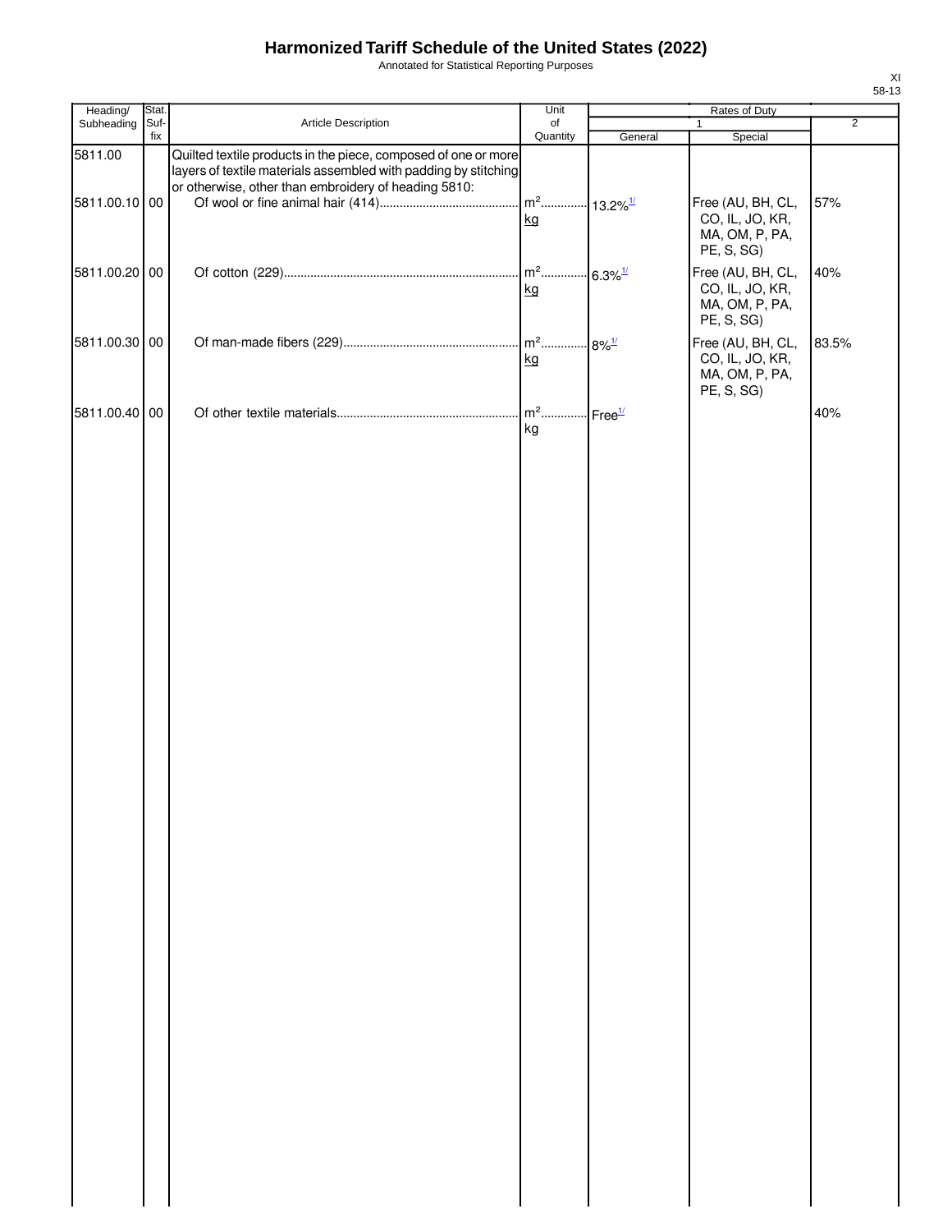# Harmonized Tariff Schedule of the United States (2022)

Annotated for Statistical Reporting Purposes

XI
58-13

| Heading/ Subheading | Stat. Suf- fix | Article Description | Unit of Quantity | Rates of Duty | | |
|---|---|---|---|---|---|---|
| | | | | 1 | | 2 |
| | | | | General | Special | |
| 5811.00 | | Quilted textile products in the piece, composed of one or more layers of textile materials assembled with padding by stitching or otherwise, other than embroidery of heading 5810: | | | | |
| 5811.00.10 | 00 | Of wool or fine animal hair (414) | $m^2$ kg | 13.2%[1/] | Free (AU, BH, CL, CO, IL, JO, KR, MA, OM, P, PA, PE, S, SG) | 57% |
| 5811.00.20 | 00 | Of cotton (229) | $m^2$ kg | 6.3%[1/] | Free (AU, BH, CL, CO, IL, JO, KR, MA, OM, P, PA, PE, S, SG) | 40% |
| 5811.00.30 | 00 | Of man-made fibers (229) | $m^2$ kg | 8%[1/] | Free (AU, BH, CL, CO, IL, JO, KR, MA, OM, P, PA, PE, S, SG) | 83.5% |
| 5811.00.40 | 00 | Of other textile materials | $m^2$ kg | Free[1/] | | 40% |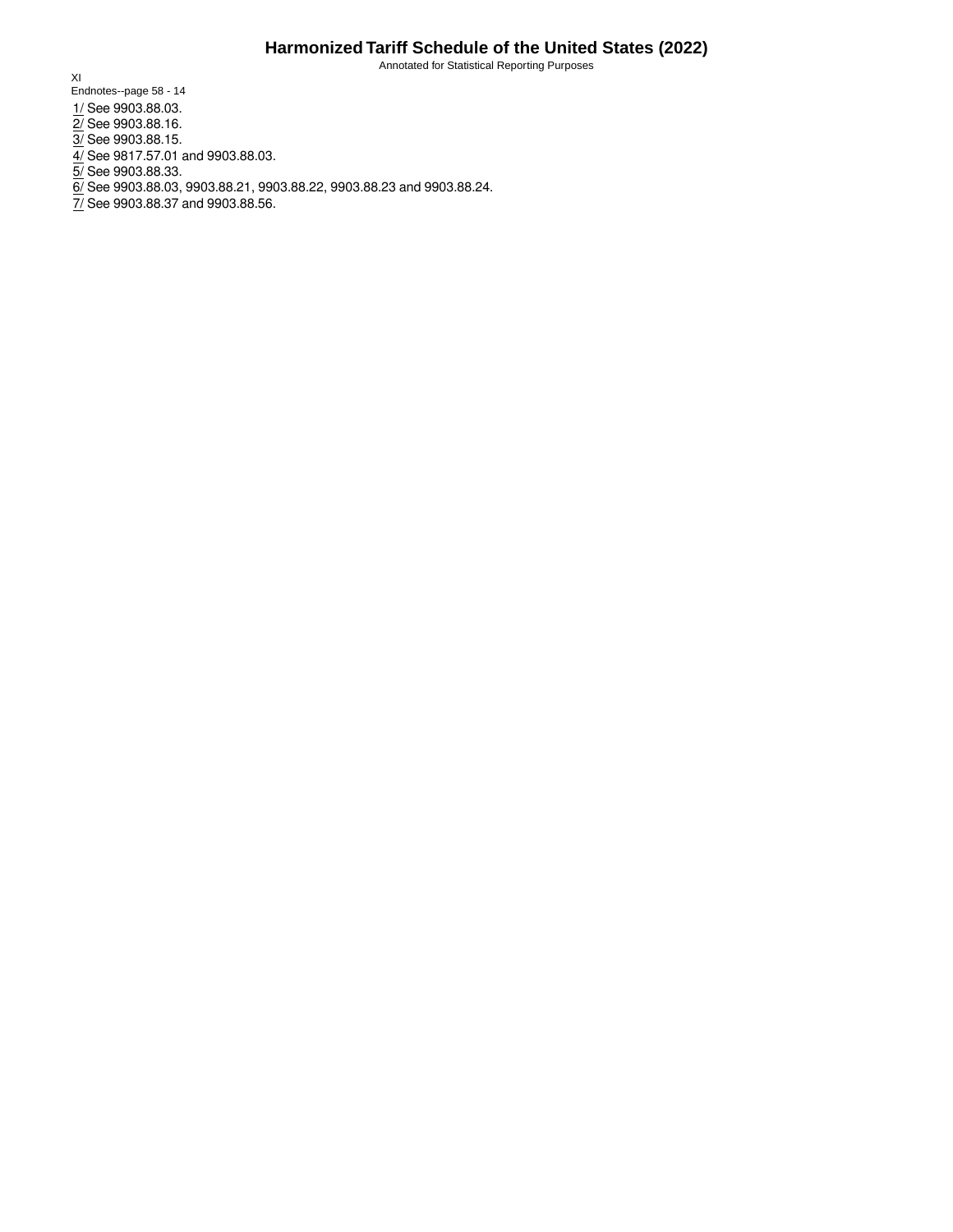XI

1/ See 9903.88.03.

2/ See 9903.88.16.

3/ See 9903.88.15.

4/ See 9817.57.01 and 9903.88.03.

5/ See 9903.88.33.

6/ See 9903.88.03, 9903.88.21, 9903.88.22, 9903.88.23 and 9903.88.24.

7/ See 9903.88.37 and 9903.88.56.